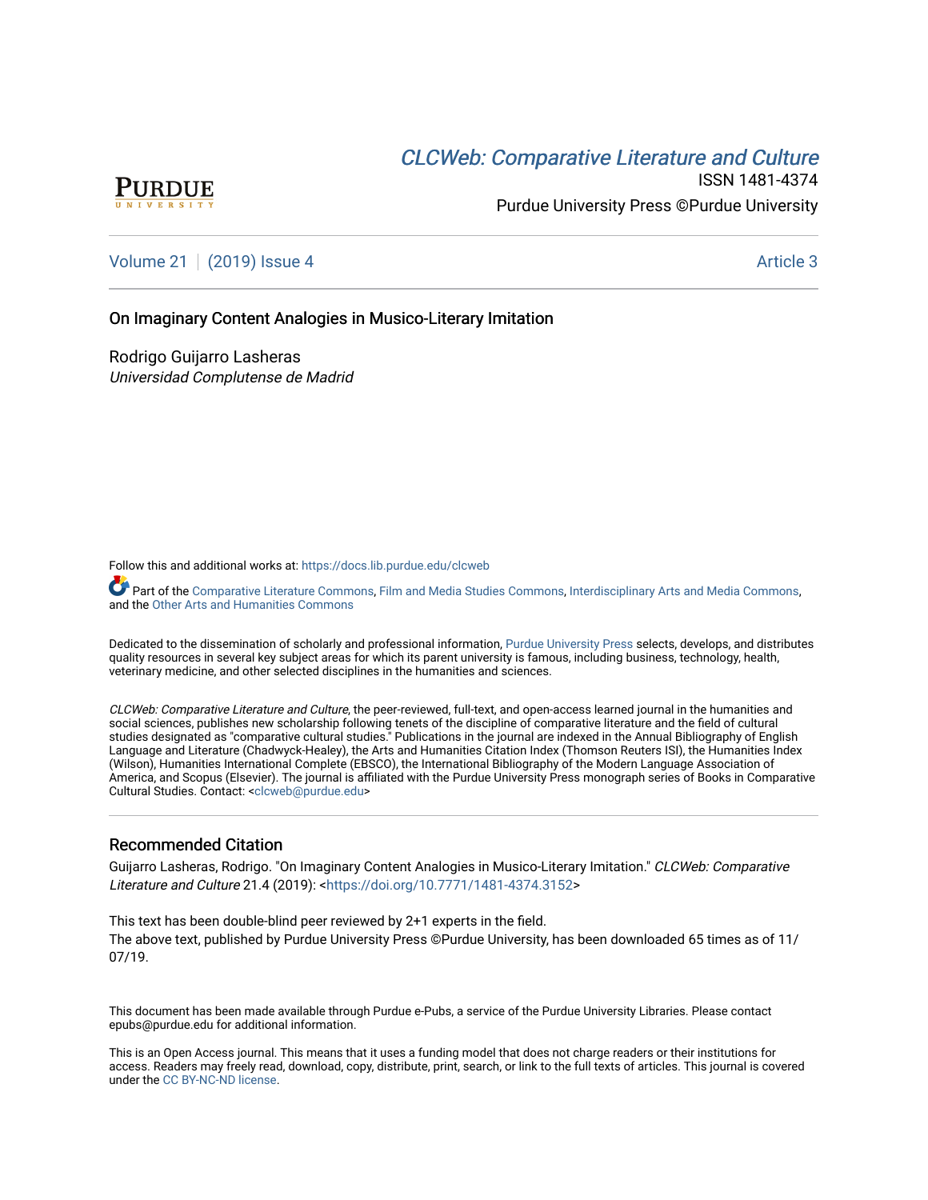PURDUE UNIVERSITY

*CLCWeb: Comparative Literature and Culture*

ISSN 1481-4374

Purdue University Press ©Purdue University

Volume 21 | (2019) Issue 4 Article 3

# On Imaginary Content Analogies in Musico-Literary Imitation

Rodrigo Guijarro Lasheras
*Universidad Complutense de Madrid*

Follow this and additional works at: https://docs.lib.purdue.edu/clcweb

Part of the Comparative Literature Commons, Film and Media Studies Commons, Interdisciplinary Arts and Media Commons, and the Other Arts and Humanities Commons

Dedicated to the dissemination of scholarly and professional information, Purdue University Press selects, develops, and distributes quality resources in several key subject areas for which its parent university is famous, including business, technology, health, veterinary medicine, and other selected disciplines in the humanities and sciences.

*CLCWeb: Comparative Literature and Culture*, the peer-reviewed, full-text, and open-access learned journal in the humanities and social sciences, publishes new scholarship following tenets of the discipline of comparative literature and the field of cultural studies designated as "comparative cultural studies." Publications in the journal are indexed in the Annual Bibliography of English Language and Literature (Chadwyck-Healey), the Arts and Humanities Citation Index (Thomson Reuters ISI), the Humanities Index (Wilson), Humanities International Complete (EBSCO), the International Bibliography of the Modern Language Association of America, and Scopus (Elsevier). The journal is affiliated with the Purdue University Press monograph series of Books in Comparative Cultural Studies. Contact: <clcweb@purdue.edu>

## Recommended Citation

Guijarro Lasheras, Rodrigo. "On Imaginary Content Analogies in Musico-Literary Imitation." *CLCWeb: Comparative Literature and Culture* 21.4 (2019): <https://doi.org/10.7771/1481-4374.3152>

This text has been double-blind peer reviewed by 2+1 experts in the field.
The above text, published by Purdue University Press ©Purdue University, has been downloaded 65 times as of 11/07/19.

This document has been made available through Purdue e-Pubs, a service of the Purdue University Libraries. Please contact epubs@purdue.edu for additional information.

This is an Open Access journal. This means that it uses a funding model that does not charge readers or their institutions for access. Readers may freely read, download, copy, distribute, print, search, or link to the full texts of articles. This journal is covered under the CC BY-NC-ND license.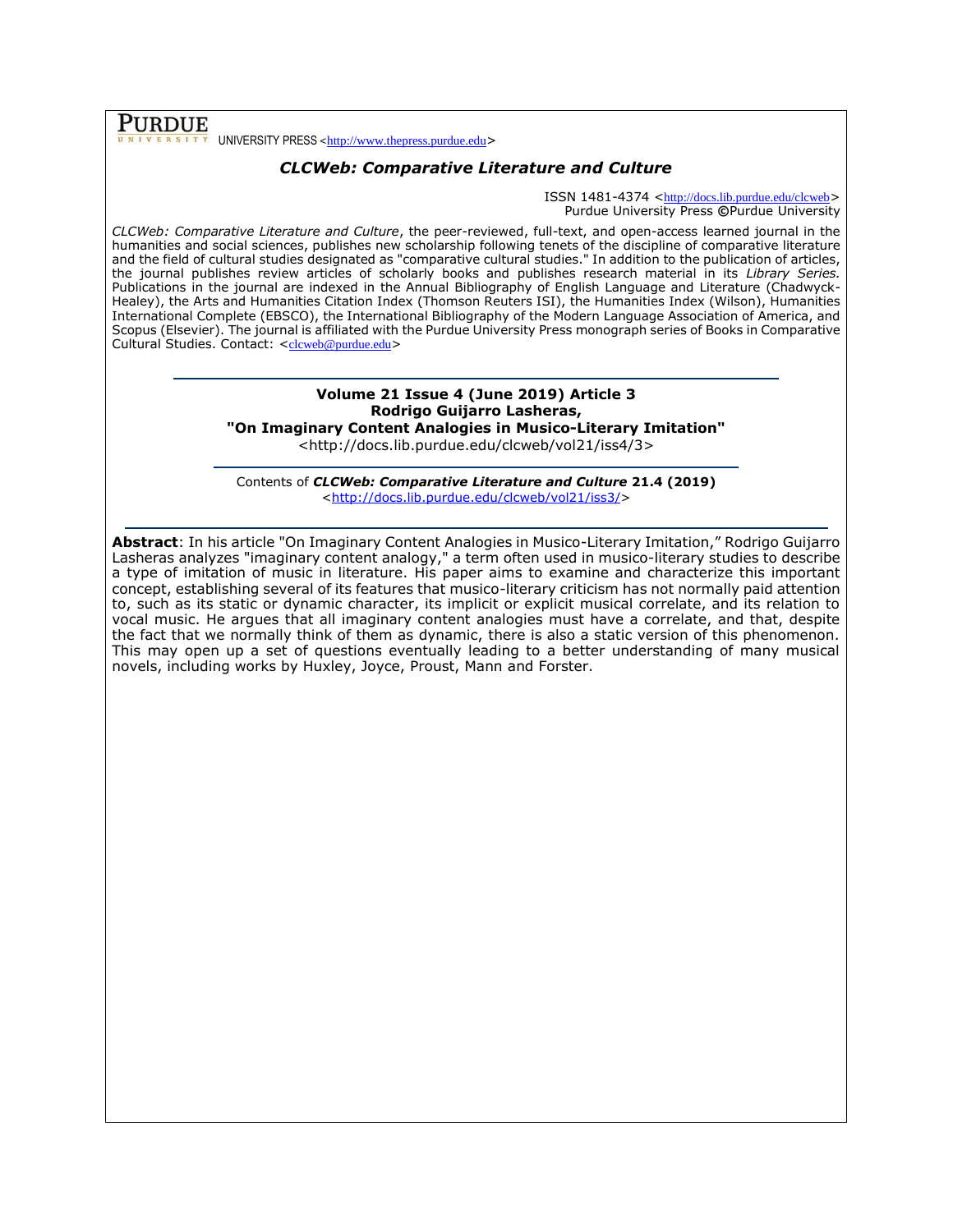PURDUE UNIVERSITY PRESS <http://www.thepress.purdue.edu>

## *CLCWeb: Comparative Literature and Culture*

ISSN 1481-4374 <http://docs.lib.purdue.edu/clcweb>
Purdue University Press ©Purdue University

*CLCWeb: Comparative Literature and Culture*, the peer-reviewed, full-text, and open-access learned journal in the humanities and social sciences, publishes new scholarship following tenets of the discipline of comparative literature and the field of cultural studies designated as "comparative cultural studies." In addition to the publication of articles, the journal publishes review articles of scholarly books and publishes research material in its *Library Series.* Publications in the journal are indexed in the Annual Bibliography of English Language and Literature (Chadwyck-Healey), the Arts and Humanities Citation Index (Thomson Reuters ISI), the Humanities Index (Wilson), Humanities International Complete (EBSCO), the International Bibliography of the Modern Language Association of America, and Scopus (Elsevier). The journal is affiliated with the Purdue University Press monograph series of Books in Comparative Cultural Studies. Contact: <clcweb@purdue.edu>

---

**Volume 21 Issue 4 (June 2019) Article 3**
**Rodrigo Guijarro Lasheras,**
**"On Imaginary Content Analogies in Musico-Literary Imitation"**
<http://docs.lib.purdue.edu/clcweb/vol21/iss4/3>

---

Contents of ***CLCWeb: Comparative Literature and Culture* 21.4 (2019)**
<http://docs.lib.purdue.edu/clcweb/vol21/iss3/>

---

**Abstract**: In his article "On Imaginary Content Analogies in Musico-Literary Imitation," Rodrigo Guijarro Lasheras analyzes "imaginary content analogy," a term often used in musico-literary studies to describe a type of imitation of music in literature. His paper aims to examine and characterize this important concept, establishing several of its features that musico-literary criticism has not normally paid attention to, such as its static or dynamic character, its implicit or explicit musical correlate, and its relation to vocal music. He argues that all imaginary content analogies must have a correlate, and that, despite the fact that we normally think of them as dynamic, there is also a static version of this phenomenon. This may open up a set of questions eventually leading to a better understanding of many musical novels, including works by Huxley, Joyce, Proust, Mann and Forster.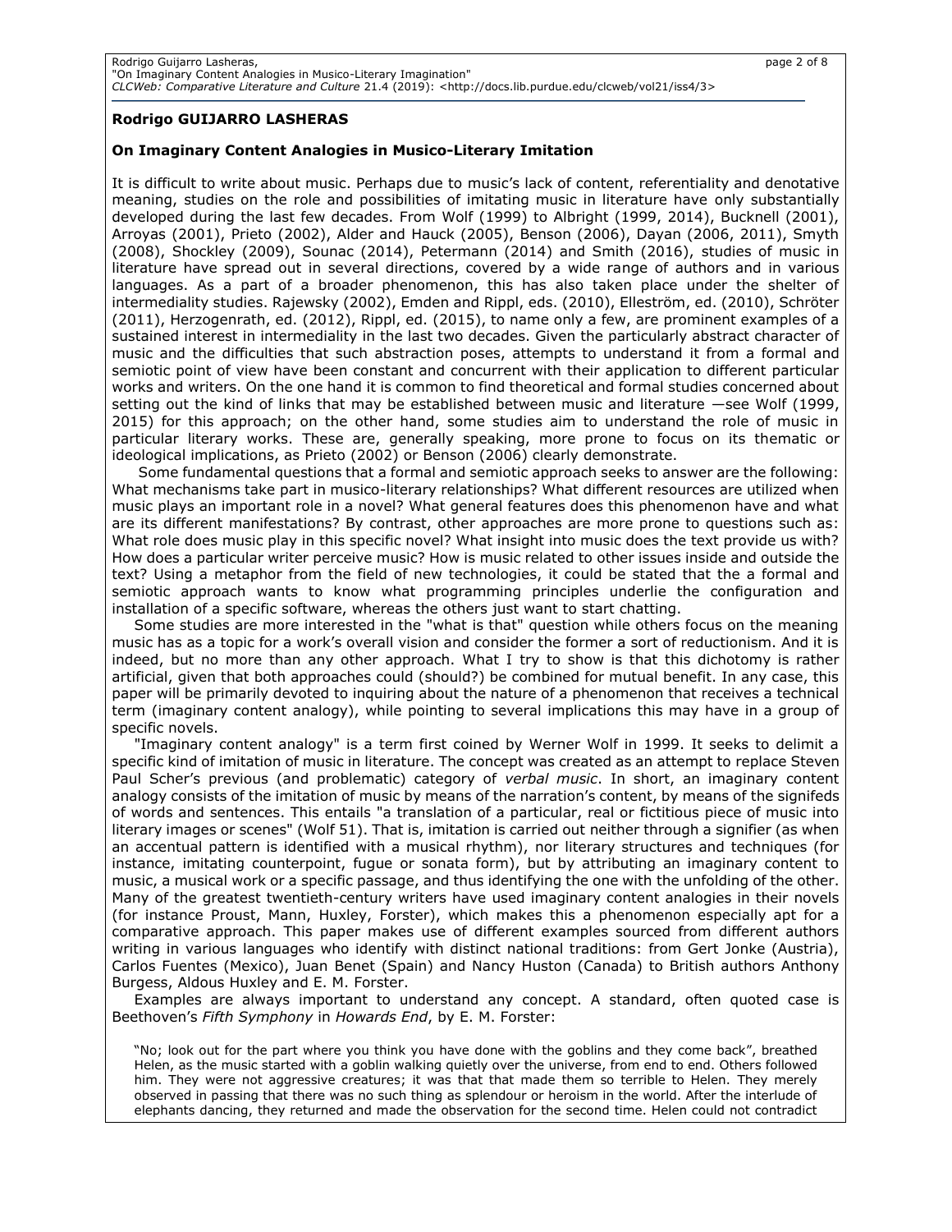**Rodrigo GUIJARRO LASHERAS**

**On Imaginary Content Analogies in Musico-Literary Imitation**

It is difficult to write about music. Perhaps due to music's lack of content, referentiality and denotative meaning, studies on the role and possibilities of imitating music in literature have only substantially developed during the last few decades. From Wolf (1999) to Albright (1999, 2014), Bucknell (2001), Arroyas (2001), Prieto (2002), Alder and Hauck (2005), Benson (2006), Dayan (2006, 2011), Smyth (2008), Shockley (2009), Sounac (2014), Petermann (2014) and Smith (2016), studies of music in literature have spread out in several directions, covered by a wide range of authors and in various languages. As a part of a broader phenomenon, this has also taken place under the shelter of intermediality studies. Rajewsky (2002), Emden and Rippl, eds. (2010), Elleström, ed. (2010), Schröter (2011), Herzogenrath, ed. (2012), Rippl, ed. (2015), to name only a few, are prominent examples of a sustained interest in intermediality in the last two decades. Given the particularly abstract character of music and the difficulties that such abstraction poses, attempts to understand it from a formal and semiotic point of view have been constant and concurrent with their application to different particular works and writers. On the one hand it is common to find theoretical and formal studies concerned about setting out the kind of links that may be established between music and literature —see Wolf (1999, 2015) for this approach; on the other hand, some studies aim to understand the role of music in particular literary works. These are, generally speaking, more prone to focus on its thematic or ideological implications, as Prieto (2002) or Benson (2006) clearly demonstrate.

Some fundamental questions that a formal and semiotic approach seeks to answer are the following: What mechanisms take part in musico-literary relationships? What different resources are utilized when music plays an important role in a novel? What general features does this phenomenon have and what are its different manifestations? By contrast, other approaches are more prone to questions such as: What role does music play in this specific novel? What insight into music does the text provide us with? How does a particular writer perceive music? How is music related to other issues inside and outside the text? Using a metaphor from the field of new technologies, it could be stated that the a formal and semiotic approach wants to know what programming principles underlie the configuration and installation of a specific software, whereas the others just want to start chatting.

Some studies are more interested in the "what is that" question while others focus on the meaning music has as a topic for a work's overall vision and consider the former a sort of reductionism. And it is indeed, but no more than any other approach. What I try to show is that this dichotomy is rather artificial, given that both approaches could (should?) be combined for mutual benefit. In any case, this paper will be primarily devoted to inquiring about the nature of a phenomenon that receives a technical term (imaginary content analogy), while pointing to several implications this may have in a group of specific novels.

"Imaginary content analogy" is a term first coined by Werner Wolf in 1999. It seeks to delimit a specific kind of imitation of music in literature. The concept was created as an attempt to replace Steven Paul Scher's previous (and problematic) category of *verbal music*. In short, an imaginary content analogy consists of the imitation of music by means of the narration's content, by means of the signifeds of words and sentences. This entails "a translation of a particular, real or fictitious piece of music into literary images or scenes" (Wolf 51). That is, imitation is carried out neither through a signifier (as when an accentual pattern is identified with a musical rhythm), nor literary structures and techniques (for instance, imitating counterpoint, fugue or sonata form), but by attributing an imaginary content to music, a musical work or a specific passage, and thus identifying the one with the unfolding of the other. Many of the greatest twentieth-century writers have used imaginary content analogies in their novels (for instance Proust, Mann, Huxley, Forster), which makes this a phenomenon especially apt for a comparative approach. This paper makes use of different examples sourced from different authors writing in various languages who identify with distinct national traditions: from Gert Jonke (Austria), Carlos Fuentes (Mexico), Juan Benet (Spain) and Nancy Huston (Canada) to British authors Anthony Burgess, Aldous Huxley and E. M. Forster.

Examples are always important to understand any concept. A standard, often quoted case is Beethoven's *Fifth Symphony* in *Howards End*, by E. M. Forster:

> "No; look out for the part where you think you have done with the goblins and they come back", breathed Helen, as the music started with a goblin walking quietly over the universe, from end to end. Others followed him. They were not aggressive creatures; it was that that made them so terrible to Helen. They merely observed in passing that there was no such thing as splendour or heroism in the world. After the interlude of elephants dancing, they returned and made the observation for the second time. Helen could not contradict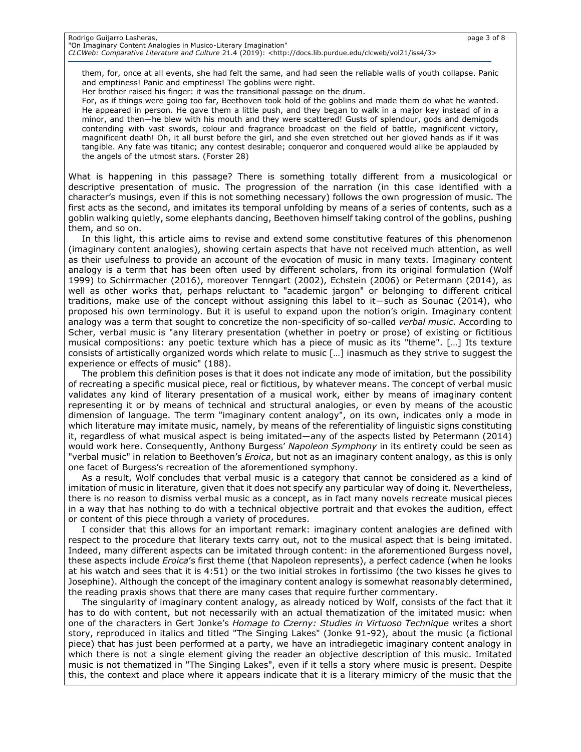> them, for, once at all events, she had felt the same, and had seen the reliable walls of youth collapse. Panic and emptiness! Panic and emptiness! The goblins were right.
>
> Her brother raised his finger: it was the transitional passage on the drum.
>
> For, as if things were going too far, Beethoven took hold of the goblins and made them do what he wanted. He appeared in person. He gave them a little push, and they began to walk in a major key instead of in a minor, and then—he blew with his mouth and they were scattered! Gusts of splendour, gods and demigods contending with vast swords, colour and fragrance broadcast on the field of battle, magnificent victory, magnificent death! Oh, it all burst before the girl, and she even stretched out her gloved hands as if it was tangible. Any fate was titanic; any contest desirable; conqueror and conquered would alike be applauded by the angels of the utmost stars. (Forster 28)

What is happening in this passage? There is something totally different from a musicological or descriptive presentation of music. The progression of the narration (in this case identified with a character's musings, even if this is not something necessary) follows the own progression of music. The first acts as the second, and imitates its temporal unfolding by means of a series of contents, such as a goblin walking quietly, some elephants dancing, Beethoven himself taking control of the goblins, pushing them, and so on.

In this light, this article aims to revise and extend some constitutive features of this phenomenon (imaginary content analogies), showing certain aspects that have not received much attention, as well as their usefulness to provide an account of the evocation of music in many texts. Imaginary content analogy is a term that has been often used by different scholars, from its original formulation (Wolf 1999) to Schirrmacher (2016), moreover Tenngart (2002), Echstein (2006) or Petermann (2014), as well as other works that, perhaps reluctant to "academic jargon" or belonging to different critical traditions, make use of the concept without assigning this label to it—such as Sounac (2014), who proposed his own terminology. But it is useful to expand upon the notion's origin. Imaginary content analogy was a term that sought to concretize the non-specificity of so-called *verbal music*. According to Scher, verbal music is "any literary presentation (whether in poetry or prose) of existing or fictitious musical compositions: any poetic texture which has a piece of music as its "theme". […] Its texture consists of artistically organized words which relate to music […] inasmuch as they strive to suggest the experience or effects of music" (188).

The problem this definition poses is that it does not indicate any mode of imitation, but the possibility of recreating a specific musical piece, real or fictitious, by whatever means. The concept of verbal music validates any kind of literary presentation of a musical work, either by means of imaginary content representing it or by means of technical and structural analogies, or even by means of the acoustic dimension of language. The term "imaginary content analogy", on its own, indicates only a mode in which literature may imitate music, namely, by means of the referentiality of linguistic signs constituting it, regardless of what musical aspect is being imitated—any of the aspects listed by Petermann (2014) would work here. Consequently, Anthony Burgess' *Napoleon Symphony* in its entirety could be seen as "verbal music" in relation to Beethoven's *Eroica*, but not as an imaginary content analogy, as this is only one facet of Burgess's recreation of the aforementioned symphony.

As a result, Wolf concludes that verbal music is a category that cannot be considered as a kind of imitation of music in literature, given that it does not specify any particular way of doing it. Nevertheless, there is no reason to dismiss verbal music as a concept, as in fact many novels recreate musical pieces in a way that has nothing to do with a technical objective portrait and that evokes the audition, effect or content of this piece through a variety of procedures.

I consider that this allows for an important remark: imaginary content analogies are defined with respect to the procedure that literary texts carry out, not to the musical aspect that is being imitated. Indeed, many different aspects can be imitated through content: in the aforementioned Burgess novel, these aspects include *Eroica*'s first theme (that Napoleon represents), a perfect cadence (when he looks at his watch and sees that it is 4:51) or the two initial strokes in fortissimo (the two kisses he gives to Josephine). Although the concept of the imaginary content analogy is somewhat reasonably determined, the reading praxis shows that there are many cases that require further commentary.

The singularity of imaginary content analogy, as already noticed by Wolf, consists of the fact that it has to do with content, but not necessarily with an actual thematization of the imitated music: when one of the characters in Gert Jonke's *Homage to Czerny: Studies in Virtuoso Technique* writes a short story, reproduced in italics and titled "The Singing Lakes" (Jonke 91-92), about the music (a fictional piece) that has just been performed at a party, we have an intradiegetic imaginary content analogy in which there is not a single element giving the reader an objective description of this music. Imitated music is not thematized in "The Singing Lakes", even if it tells a story where music is present. Despite this, the context and place where it appears indicate that it is a literary mimicry of the music that the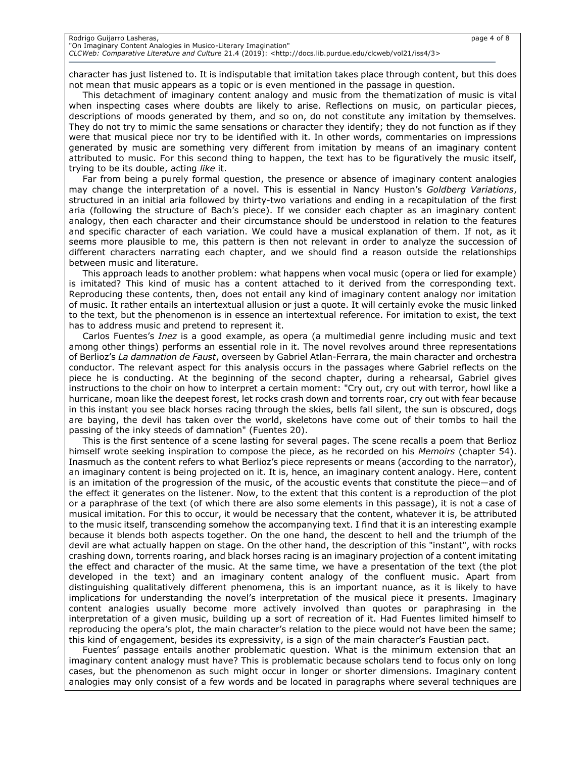character has just listened to. It is indisputable that imitation takes place through content, but this does not mean that music appears as a topic or is even mentioned in the passage in question.

This detachment of imaginary content analogy and music from the thematization of music is vital when inspecting cases where doubts are likely to arise. Reflections on music, on particular pieces, descriptions of moods generated by them, and so on, do not constitute any imitation by themselves. They do not try to mimic the same sensations or character they identify; they do not function as if they were that musical piece nor try to be identified with it. In other words, commentaries on impressions generated by music are something very different from imitation by means of an imaginary content attributed to music. For this second thing to happen, the text has to be figuratively the music itself, trying to be its double, acting *like* it.

Far from being a purely formal question, the presence or absence of imaginary content analogies may change the interpretation of a novel. This is essential in Nancy Huston's *Goldberg Variations*, structured in an initial aria followed by thirty-two variations and ending in a recapitulation of the first aria (following the structure of Bach's piece). If we consider each chapter as an imaginary content analogy, then each character and their circumstance should be understood in relation to the features and specific character of each variation. We could have a musical explanation of them. If not, as it seems more plausible to me, this pattern is then not relevant in order to analyze the succession of different characters narrating each chapter, and we should find a reason outside the relationships between music and literature.

This approach leads to another problem: what happens when vocal music (opera or lied for example) is imitated? This kind of music has a content attached to it derived from the corresponding text. Reproducing these contents, then, does not entail any kind of imaginary content analogy nor imitation of music. It rather entails an intertextual allusion or just a quote. It will certainly evoke the music linked to the text, but the phenomenon is in essence an intertextual reference. For imitation to exist, the text has to address music and pretend to represent it.

Carlos Fuentes's *Inez* is a good example, as opera (a multimedial genre including music and text among other things) performs an essential role in it. The novel revolves around three representations of Berlioz's *La damnation de Faust*, overseen by Gabriel Atlan-Ferrara, the main character and orchestra conductor. The relevant aspect for this analysis occurs in the passages where Gabriel reflects on the piece he is conducting. At the beginning of the second chapter, during a rehearsal, Gabriel gives instructions to the choir on how to interpret a certain moment: "Cry out, cry out with terror, howl like a hurricane, moan like the deepest forest, let rocks crash down and torrents roar, cry out with fear because in this instant you see black horses racing through the skies, bells fall silent, the sun is obscured, dogs are baying, the devil has taken over the world, skeletons have come out of their tombs to hail the passing of the inky steeds of damnation" (Fuentes 20).

This is the first sentence of a scene lasting for several pages. The scene recalls a poem that Berlioz himself wrote seeking inspiration to compose the piece, as he recorded on his *Memoirs* (chapter 54). Inasmuch as the content refers to what Berlioz's piece represents or means (according to the narrator), an imaginary content is being projected on it. It is, hence, an imaginary content analogy. Here, content is an imitation of the progression of the music, of the acoustic events that constitute the piece—and of the effect it generates on the listener. Now, to the extent that this content is a reproduction of the plot or a paraphrase of the text (of which there are also some elements in this passage), it is not a case of musical imitation. For this to occur, it would be necessary that the content, whatever it is, be attributed to the music itself, transcending somehow the accompanying text. I find that it is an interesting example because it blends both aspects together. On the one hand, the descent to hell and the triumph of the devil are what actually happen on stage. On the other hand, the description of this "instant", with rocks crashing down, torrents roaring, and black horses racing is an imaginary projection of a content imitating the effect and character of the music. At the same time, we have a presentation of the text (the plot developed in the text) and an imaginary content analogy of the confluent music. Apart from distinguishing qualitatively different phenomena, this is an important nuance, as it is likely to have implications for understanding the novel's interpretation of the musical piece it presents. Imaginary content analogies usually become more actively involved than quotes or paraphrasing in the interpretation of a given music, building up a sort of recreation of it. Had Fuentes limited himself to reproducing the opera's plot, the main character's relation to the piece would not have been the same; this kind of engagement, besides its expressivity, is a sign of the main character's Faustian pact.

Fuentes' passage entails another problematic question. What is the minimum extension that an imaginary content analogy must have? This is problematic because scholars tend to focus only on long cases, but the phenomenon as such might occur in longer or shorter dimensions. Imaginary content analogies may only consist of a few words and be located in paragraphs where several techniques are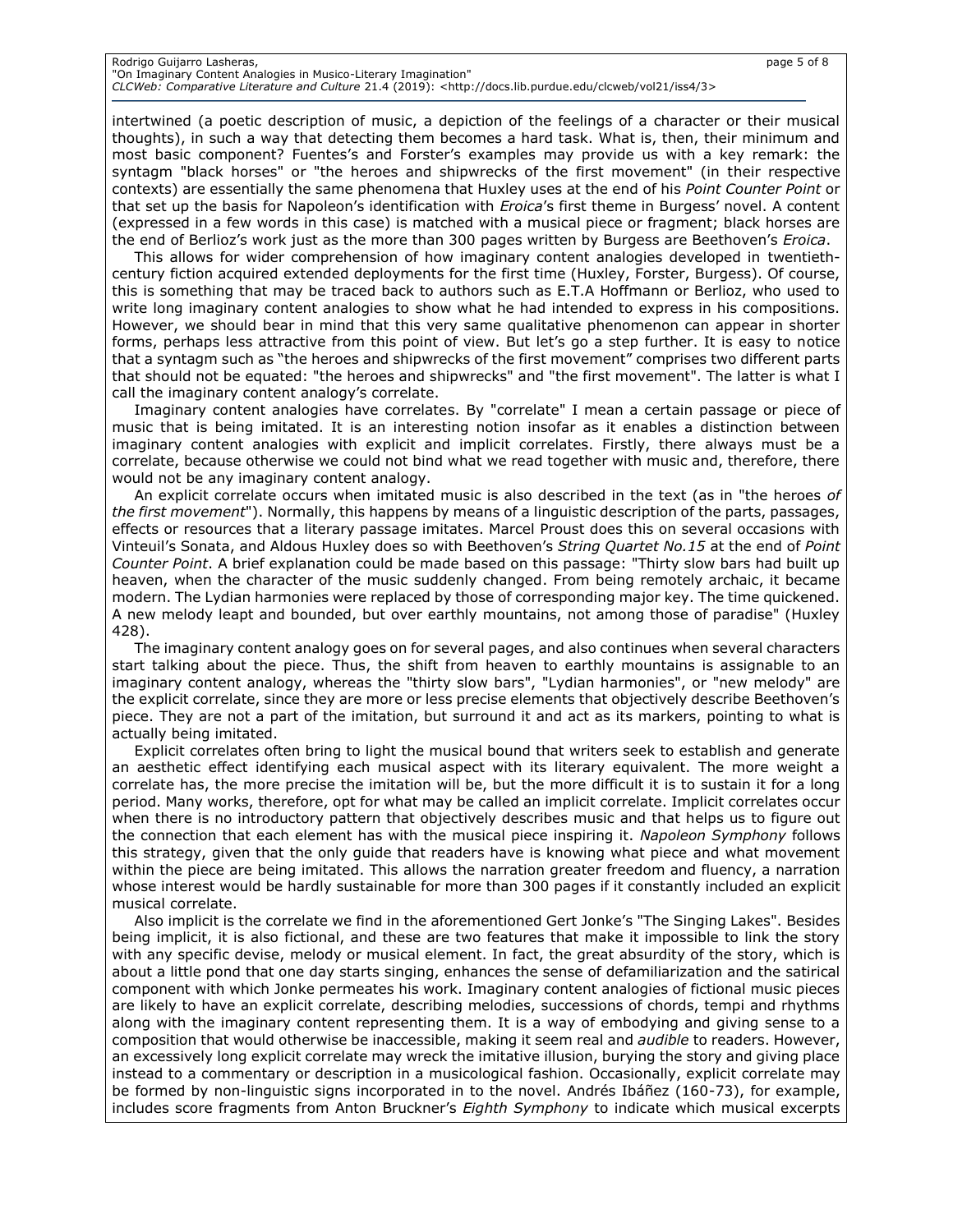intertwined (a poetic description of music, a depiction of the feelings of a character or their musical thoughts), in such a way that detecting them becomes a hard task. What is, then, their minimum and most basic component? Fuentes's and Forster's examples may provide us with a key remark: the syntagm "black horses" or "the heroes and shipwrecks of the first movement" (in their respective contexts) are essentially the same phenomena that Huxley uses at the end of his *Point Counter Point* or that set up the basis for Napoleon's identification with *Eroica*'s first theme in Burgess' novel. A content (expressed in a few words in this case) is matched with a musical piece or fragment; black horses are the end of Berlioz's work just as the more than 300 pages written by Burgess are Beethoven's *Eroica*.

This allows for wider comprehension of how imaginary content analogies developed in twentieth-century fiction acquired extended deployments for the first time (Huxley, Forster, Burgess). Of course, this is something that may be traced back to authors such as E.T.A Hoffmann or Berlioz, who used to write long imaginary content analogies to show what he had intended to express in his compositions. However, we should bear in mind that this very same qualitative phenomenon can appear in shorter forms, perhaps less attractive from this point of view. But let's go a step further. It is easy to notice that a syntagm such as "the heroes and shipwrecks of the first movement" comprises two different parts that should not be equated: "the heroes and shipwrecks" and "the first movement". The latter is what I call the imaginary content analogy's correlate.

Imaginary content analogies have correlates. By "correlate" I mean a certain passage or piece of music that is being imitated. It is an interesting notion insofar as it enables a distinction between imaginary content analogies with explicit and implicit correlates. Firstly, there always must be a correlate, because otherwise we could not bind what we read together with music and, therefore, there would not be any imaginary content analogy.

An explicit correlate occurs when imitated music is also described in the text (as in "the heroes *of the first movement*"). Normally, this happens by means of a linguistic description of the parts, passages, effects or resources that a literary passage imitates. Marcel Proust does this on several occasions with Vinteuil's Sonata, and Aldous Huxley does so with Beethoven's *String Quartet No.15* at the end of *Point Counter Point*. A brief explanation could be made based on this passage: "Thirty slow bars had built up heaven, when the character of the music suddenly changed. From being remotely archaic, it became modern. The Lydian harmonies were replaced by those of corresponding major key. The time quickened. A new melody leapt and bounded, but over earthly mountains, not among those of paradise" (Huxley 428).

The imaginary content analogy goes on for several pages, and also continues when several characters start talking about the piece. Thus, the shift from heaven to earthly mountains is assignable to an imaginary content analogy, whereas the "thirty slow bars", "Lydian harmonies", or "new melody" are the explicit correlate, since they are more or less precise elements that objectively describe Beethoven's piece. They are not a part of the imitation, but surround it and act as its markers, pointing to what is actually being imitated.

Explicit correlates often bring to light the musical bound that writers seek to establish and generate an aesthetic effect identifying each musical aspect with its literary equivalent. The more weight a correlate has, the more precise the imitation will be, but the more difficult it is to sustain it for a long period. Many works, therefore, opt for what may be called an implicit correlate. Implicit correlates occur when there is no introductory pattern that objectively describes music and that helps us to figure out the connection that each element has with the musical piece inspiring it. *Napoleon Symphony* follows this strategy, given that the only guide that readers have is knowing what piece and what movement within the piece are being imitated. This allows the narration greater freedom and fluency, a narration whose interest would be hardly sustainable for more than 300 pages if it constantly included an explicit musical correlate.

Also implicit is the correlate we find in the aforementioned Gert Jonke's "The Singing Lakes". Besides being implicit, it is also fictional, and these are two features that make it impossible to link the story with any specific devise, melody or musical element. In fact, the great absurdity of the story, which is about a little pond that one day starts singing, enhances the sense of defamiliarization and the satirical component with which Jonke permeates his work. Imaginary content analogies of fictional music pieces are likely to have an explicit correlate, describing melodies, successions of chords, tempi and rhythms along with the imaginary content representing them. It is a way of embodying and giving sense to a composition that would otherwise be inaccessible, making it seem real and *audible* to readers. However, an excessively long explicit correlate may wreck the imitative illusion, burying the story and giving place instead to a commentary or description in a musicological fashion. Occasionally, explicit correlate may be formed by non-linguistic signs incorporated in to the novel. Andrés Ibáñez (160-73), for example, includes score fragments from Anton Bruckner's *Eighth Symphony* to indicate which musical excerpts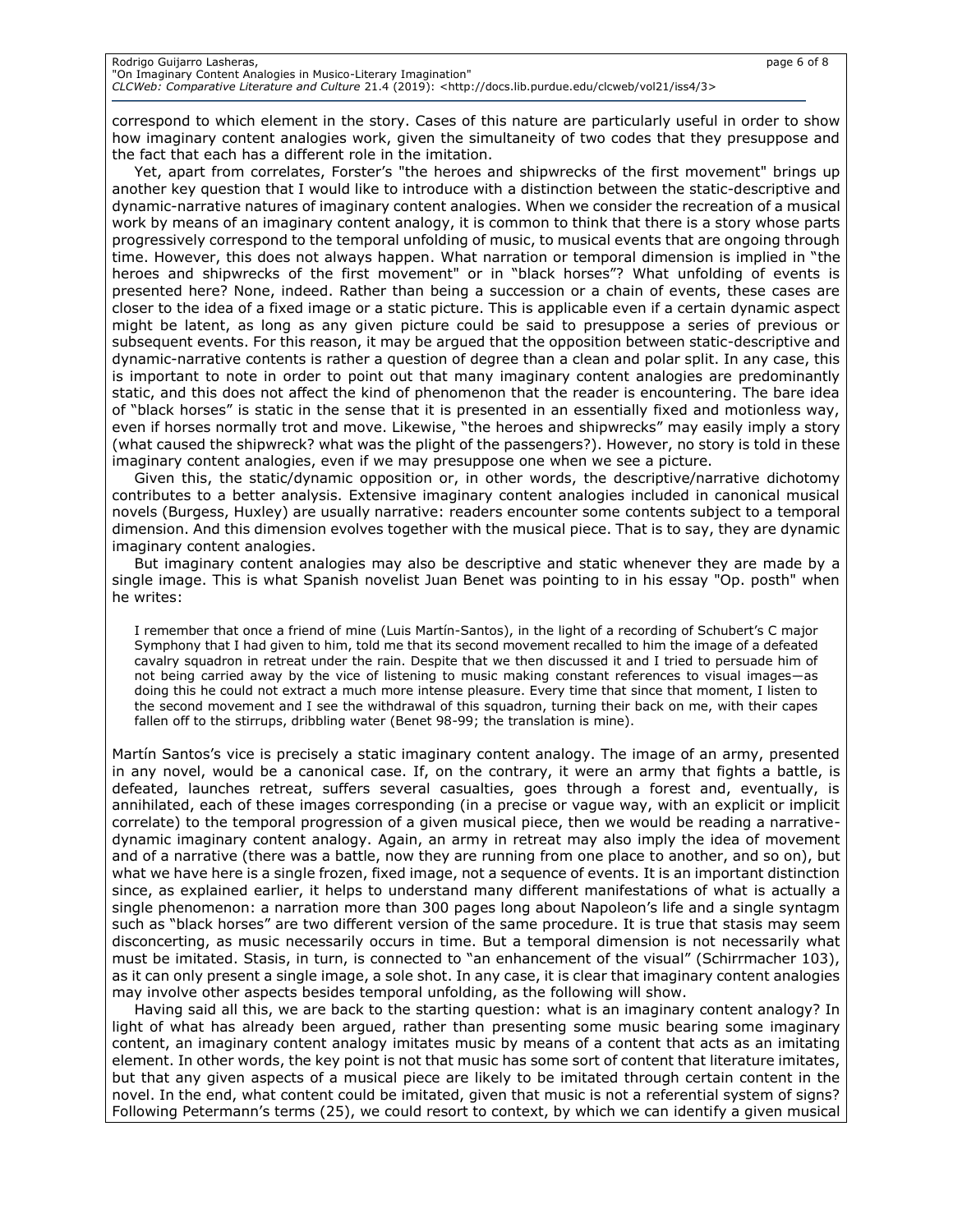correspond to which element in the story. Cases of this nature are particularly useful in order to show how imaginary content analogies work, given the simultaneity of two codes that they presuppose and the fact that each has a different role in the imitation.

Yet, apart from correlates, Forster's "the heroes and shipwrecks of the first movement" brings up another key question that I would like to introduce with a distinction between the static-descriptive and dynamic-narrative natures of imaginary content analogies. When we consider the recreation of a musical work by means of an imaginary content analogy, it is common to think that there is a story whose parts progressively correspond to the temporal unfolding of music, to musical events that are ongoing through time. However, this does not always happen. What narration or temporal dimension is implied in "the heroes and shipwrecks of the first movement" or in "black horses"? What unfolding of events is presented here? None, indeed. Rather than being a succession or a chain of events, these cases are closer to the idea of a fixed image or a static picture. This is applicable even if a certain dynamic aspect might be latent, as long as any given picture could be said to presuppose a series of previous or subsequent events. For this reason, it may be argued that the opposition between static-descriptive and dynamic-narrative contents is rather a question of degree than a clean and polar split. In any case, this is important to note in order to point out that many imaginary content analogies are predominantly static, and this does not affect the kind of phenomenon that the reader is encountering. The bare idea of "black horses" is static in the sense that it is presented in an essentially fixed and motionless way, even if horses normally trot and move. Likewise, "the heroes and shipwrecks" may easily imply a story (what caused the shipwreck? what was the plight of the passengers?). However, no story is told in these imaginary content analogies, even if we may presuppose one when we see a picture.

Given this, the static/dynamic opposition or, in other words, the descriptive/narrative dichotomy contributes to a better analysis. Extensive imaginary content analogies included in canonical musical novels (Burgess, Huxley) are usually narrative: readers encounter some contents subject to a temporal dimension. And this dimension evolves together with the musical piece. That is to say, they are dynamic imaginary content analogies.

But imaginary content analogies may also be descriptive and static whenever they are made by a single image. This is what Spanish novelist Juan Benet was pointing to in his essay "Op. posth" when he writes:

> I remember that once a friend of mine (Luis Martín-Santos), in the light of a recording of Schubert's C major Symphony that I had given to him, told me that its second movement recalled to him the image of a defeated cavalry squadron in retreat under the rain. Despite that we then discussed it and I tried to persuade him of not being carried away by the vice of listening to music making constant references to visual images—as doing this he could not extract a much more intense pleasure. Every time that since that moment, I listen to the second movement and I see the withdrawal of this squadron, turning their back on me, with their capes fallen off to the stirrups, dribbling water (Benet 98-99; the translation is mine).

Martín Santos's vice is precisely a static imaginary content analogy. The image of an army, presented in any novel, would be a canonical case. If, on the contrary, it were an army that fights a battle, is defeated, launches retreat, suffers several casualties, goes through a forest and, eventually, is annihilated, each of these images corresponding (in a precise or vague way, with an explicit or implicit correlate) to the temporal progression of a given musical piece, then we would be reading a narrative-dynamic imaginary content analogy. Again, an army in retreat may also imply the idea of movement and of a narrative (there was a battle, now they are running from one place to another, and so on), but what we have here is a single frozen, fixed image, not a sequence of events. It is an important distinction since, as explained earlier, it helps to understand many different manifestations of what is actually a single phenomenon: a narration more than 300 pages long about Napoleon's life and a single syntagm such as "black horses" are two different version of the same procedure. It is true that stasis may seem disconcerting, as music necessarily occurs in time. But a temporal dimension is not necessarily what must be imitated. Stasis, in turn, is connected to "an enhancement of the visual" (Schirrmacher 103), as it can only present a single image, a sole shot. In any case, it is clear that imaginary content analogies may involve other aspects besides temporal unfolding, as the following will show.

Having said all this, we are back to the starting question: what is an imaginary content analogy? In light of what has already been argued, rather than presenting some music bearing some imaginary content, an imaginary content analogy imitates music by means of a content that acts as an imitating element. In other words, the key point is not that music has some sort of content that literature imitates, but that any given aspects of a musical piece are likely to be imitated through certain content in the novel. In the end, what content could be imitated, given that music is not a referential system of signs? Following Petermann's terms (25), we could resort to context, by which we can identify a given musical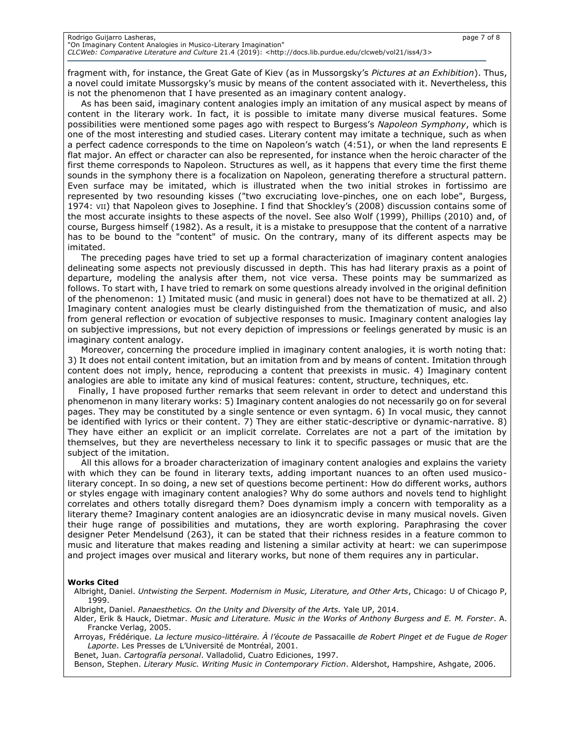fragment with, for instance, the Great Gate of Kiev (as in Mussorgsky's *Pictures at an Exhibition*). Thus, a novel could imitate Mussorgsky's music by means of the content associated with it. Nevertheless, this is not the phenomenon that I have presented as an imaginary content analogy.

As has been said, imaginary content analogies imply an imitation of any musical aspect by means of content in the literary work. In fact, it is possible to imitate many diverse musical features. Some possibilities were mentioned some pages ago with respect to Burgess's *Napoleon Symphony*, which is one of the most interesting and studied cases. Literary content may imitate a technique, such as when a perfect cadence corresponds to the time on Napoleon's watch (4:51), or when the land represents E flat major. An effect or character can also be represented, for instance when the heroic character of the first theme corresponds to Napoleon. Structures as well, as it happens that every time the first theme sounds in the symphony there is a focalization on Napoleon, generating therefore a structural pattern. Even surface may be imitated, which is illustrated when the two initial strokes in fortissimo are represented by two resounding kisses ("two excruciating love-pinches, one on each lobe", Burgess, 1974: VII) that Napoleon gives to Josephine. I find that Shockley's (2008) discussion contains some of the most accurate insights to these aspects of the novel. See also Wolf (1999), Phillips (2010) and, of course, Burgess himself (1982). As a result, it is a mistake to presuppose that the content of a narrative has to be bound to the "content" of music. On the contrary, many of its different aspects may be imitated.

The preceding pages have tried to set up a formal characterization of imaginary content analogies delineating some aspects not previously discussed in depth. This has had literary praxis as a point of departure, modeling the analysis after them, not vice versa. These points may be summarized as follows. To start with, I have tried to remark on some questions already involved in the original definition of the phenomenon: 1) Imitated music (and music in general) does not have to be thematized at all. 2) Imaginary content analogies must be clearly distinguished from the thematization of music, and also from general reflection or evocation of subjective responses to music. Imaginary content analogies lay on subjective impressions, but not every depiction of impressions or feelings generated by music is an imaginary content analogy.

Moreover, concerning the procedure implied in imaginary content analogies, it is worth noting that: 3) It does not entail content imitation, but an imitation from and by means of content. Imitation through content does not imply, hence, reproducing a content that preexists in music. 4) Imaginary content analogies are able to imitate any kind of musical features: content, structure, techniques, etc.

Finally, I have proposed further remarks that seem relevant in order to detect and understand this phenomenon in many literary works: 5) Imaginary content analogies do not necessarily go on for several pages. They may be constituted by a single sentence or even syntagm. 6) In vocal music, they cannot be identified with lyrics or their content. 7) They are either static-descriptive or dynamic-narrative. 8) They have either an explicit or an implicit correlate. Correlates are not a part of the imitation by themselves, but they are nevertheless necessary to link it to specific passages or music that are the subject of the imitation.

All this allows for a broader characterization of imaginary content analogies and explains the variety with which they can be found in literary texts, adding important nuances to an often used musico-literary concept. In so doing, a new set of questions become pertinent: How do different works, authors or styles engage with imaginary content analogies? Why do some authors and novels tend to highlight correlates and others totally disregard them? Does dynamism imply a concern with temporality as a literary theme? Imaginary content analogies are an idiosyncratic devise in many musical novels. Given their huge range of possibilities and mutations, they are worth exploring. Paraphrasing the cover designer Peter Mendelsund (263), it can be stated that their richness resides in a feature common to music and literature that makes reading and listening a similar activity at heart: we can superimpose and project images over musical and literary works, but none of them requires any in particular.

**Works Cited**

Albright, Daniel. *Untwisting the Serpent. Modernism in Music, Literature, and Other Arts*, Chicago: U of Chicago P, 1999.

Albright, Daniel. *Panaesthetics. On the Unity and Diversity of the Arts.* Yale UP, 2014.

Alder, Erik & Hauck, Dietmar. *Music and Literature. Music in the Works of Anthony Burgess and E. M. Forster*. A. Francke Verlag, 2005.

Arroyas, Frédérique. *La lecture musico-littéraire. À l'écoute de* Passacaille *de Robert Pinget et de* Fugue *de Roger Laporte*. Les Presses de L'Université de Montréal, 2001.

Benet, Juan. *Cartografía personal*. Valladolid, Cuatro Ediciones, 1997.

Benson, Stephen. *Literary Music. Writing Music in Contemporary Fiction*. Aldershot, Hampshire, Ashgate, 2006.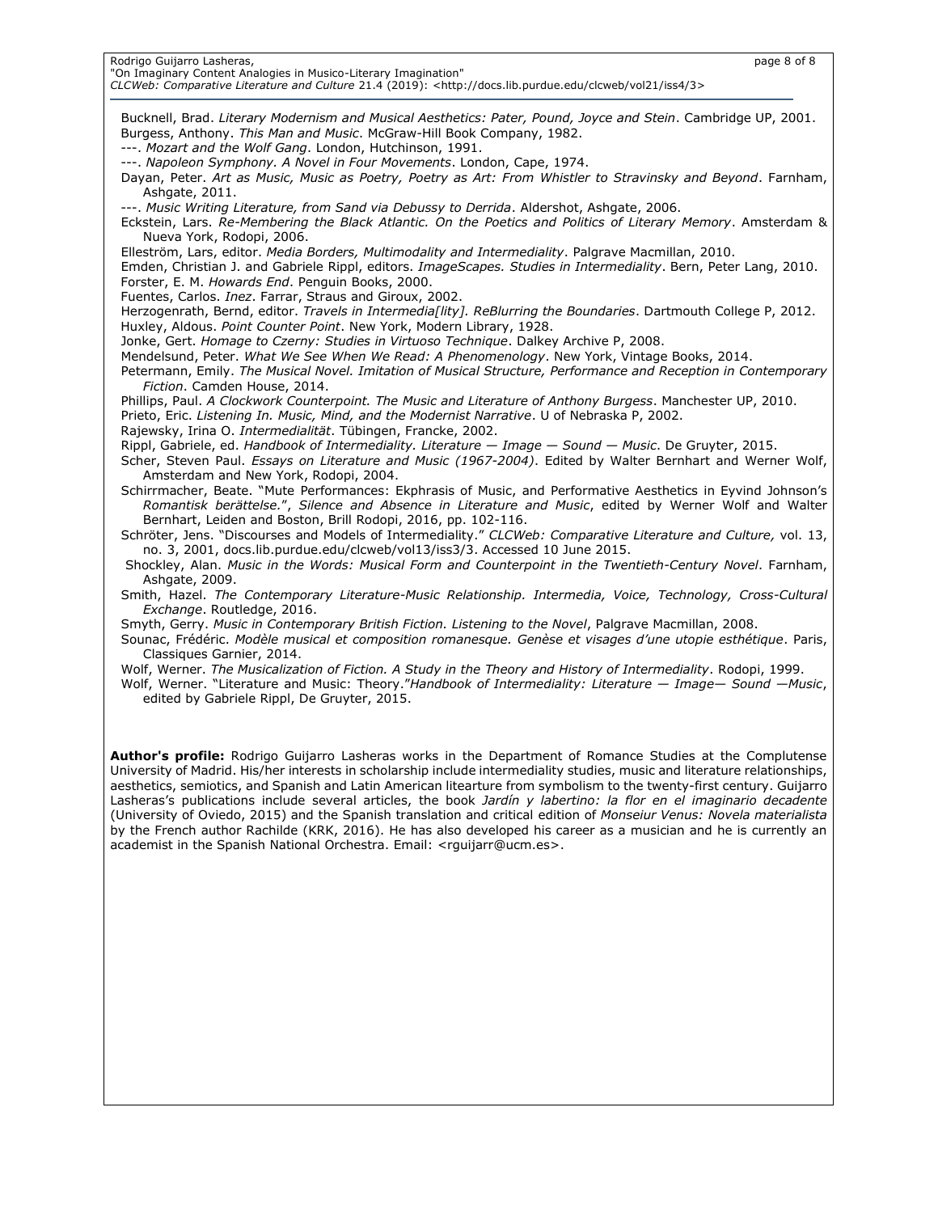Bucknell, Brad. *Literary Modernism and Musical Aesthetics: Pater, Pound, Joyce and Stein*. Cambridge UP, 2001.

Burgess, Anthony. *This Man and Music*. McGraw-Hill Book Company, 1982.

---. *Mozart and the Wolf Gang*. London, Hutchinson, 1991.

---. *Napoleon Symphony. A Novel in Four Movements*. London, Cape, 1974.

Dayan, Peter. *Art as Music, Music as Poetry, Poetry as Art: From Whistler to Stravinsky and Beyond*. Farnham, Ashgate, 2011.

---. *Music Writing Literature, from Sand via Debussy to Derrida*. Aldershot, Ashgate, 2006.

Eckstein, Lars. *Re-Membering the Black Atlantic. On the Poetics and Politics of Literary Memory*. Amsterdam & Nueva York, Rodopi, 2006.

Elleström, Lars, editor. *Media Borders, Multimodality and Intermediality*. Palgrave Macmillan, 2010.

Emden, Christian J. and Gabriele Rippl, editors. *ImageScapes. Studies in Intermediality*. Bern, Peter Lang, 2010.

Forster, E. M. *Howards End*. Penguin Books, 2000.

Fuentes, Carlos. *Inez*. Farrar, Straus and Giroux, 2002.

Herzogenrath, Bernd, editor. *Travels in Intermedia[lity]. ReBlurring the Boundaries*. Dartmouth College P, 2012.

Huxley, Aldous. *Point Counter Point*. New York, Modern Library, 1928.

Jonke, Gert. *Homage to Czerny: Studies in Virtuoso Technique*. Dalkey Archive P, 2008.

Mendelsund, Peter. *What We See When We Read: A Phenomenology*. New York, Vintage Books, 2014.

Petermann, Emily. *The Musical Novel. Imitation of Musical Structure, Performance and Reception in Contemporary Fiction*. Camden House, 2014.

Phillips, Paul. *A Clockwork Counterpoint. The Music and Literature of Anthony Burgess*. Manchester UP, 2010.

Prieto, Eric. *Listening In. Music, Mind, and the Modernist Narrative*. U of Nebraska P, 2002.

Rajewsky, Irina O. *Intermedialität*. Tübingen, Francke, 2002.

Rippl, Gabriele, ed. *Handbook of Intermediality. Literature — Image — Sound — Music*. De Gruyter, 2015.

Scher, Steven Paul. *Essays on Literature and Music (1967-2004)*. Edited by Walter Bernhart and Werner Wolf, Amsterdam and New York, Rodopi, 2004.

Schirrmacher, Beate. "Mute Performances: Ekphrasis of Music, and Performative Aesthetics in Eyvind Johnson's *Romantisk berättelse*.", *Silence and Absence in Literature and Music*, edited by Werner Wolf and Walter Bernhart, Leiden and Boston, Brill Rodopi, 2016, pp. 102-116.

Schröter, Jens. "Discourses and Models of Intermediality." *CLCWeb: Comparative Literature and Culture,* vol. 13, no. 3, 2001, docs.lib.purdue.edu/clcweb/vol13/iss3/3. Accessed 10 June 2015.

Shockley, Alan. *Music in the Words: Musical Form and Counterpoint in the Twentieth-Century Novel*. Farnham, Ashgate, 2009.

Smith, Hazel. *The Contemporary Literature-Music Relationship. Intermedia, Voice, Technology, Cross-Cultural Exchange*. Routledge, 2016.

Smyth, Gerry. *Music in Contemporary British Fiction. Listening to the Novel*, Palgrave Macmillan, 2008.

Sounac, Frédéric. *Modèle musical et composition romanesque. Genèse et visages d'une utopie esthétique*. Paris, Classiques Garnier, 2014.

Wolf, Werner. *The Musicalization of Fiction. A Study in the Theory and History of Intermediality*. Rodopi, 1999.

Wolf, Werner. "Literature and Music: Theory."*Handbook of Intermediality: Literature — Image— Sound —Music*, edited by Gabriele Rippl, De Gruyter, 2015.

**Author's profile:** Rodrigo Guijarro Lasheras works in the Department of Romance Studies at the Complutense University of Madrid. His/her interests in scholarship include intermediality studies, music and literature relationships, aesthetics, semiotics, and Spanish and Latin American litearture from symbolism to the twenty-first century. Guijarro Lasheras's publications include several articles, the book *Jardín y labertino: la flor en el imaginario decadente* (University of Oviedo, 2015) and the Spanish translation and critical edition of *Monseiur Venus: Novela materialista* by the French author Rachilde (KRK, 2016). He has also developed his career as a musician and he is currently an academist in the Spanish National Orchestra. Email: <rguijarr@ucm.es>.